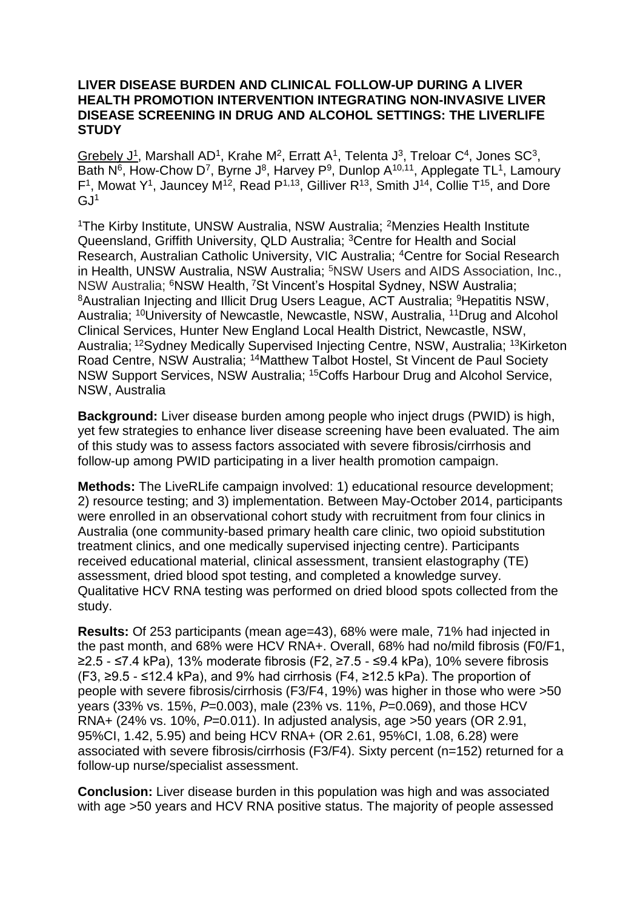# LIVER DISEASE BURDEN AND CLINICAL FOLLOW-UP DURING A LIVER HEALTH PROMOTION INTERVENTION INTEGRATING NON-INVASIVE LIVER DISEASE SCREENING IN DRUG AND ALCOHOL SETTINGS: THE LIVERLIFE STUDY

Grebely J[1], Marshall AD[1], Krahe M[2], Erratt A[1], Telenta J[3], Treloar C[4], Jones SC[3], Bath N[6], How-Chow D[7], Byrne J[8], Harvey P[9], Dunlop A[10,11], Applegate TL[1], Lamoury F[1], Mowat Y[1], Jauncey M[12], Read P[1,13], Gilliver R[13], Smith J[14], Collie T[15], and Dore GJ[1]

[1]The Kirby Institute, UNSW Australia, NSW Australia; [2]Menzies Health Institute Queensland, Griffith University, QLD Australia; [3]Centre for Health and Social Research, Australian Catholic University, VIC Australia; [4]Centre for Social Research in Health, UNSW Australia, NSW Australia; [5]NSW Users and AIDS Association, Inc., NSW Australia; [6]NSW Health, [7]St Vincent's Hospital Sydney, NSW Australia; [8]Australian Injecting and Illicit Drug Users League, ACT Australia; [9]Hepatitis NSW, Australia; [10]University of Newcastle, Newcastle, NSW, Australia, [11]Drug and Alcohol Clinical Services, Hunter New England Local Health District, Newcastle, NSW, Australia; [12]Sydney Medically Supervised Injecting Centre, NSW, Australia; [13]Kirketon Road Centre, NSW Australia; [14]Matthew Talbot Hostel, St Vincent de Paul Society NSW Support Services, NSW Australia; [15]Coffs Harbour Drug and Alcohol Service, NSW, Australia

**Background:** Liver disease burden among people who inject drugs (PWID) is high, yet few strategies to enhance liver disease screening have been evaluated. The aim of this study was to assess factors associated with severe fibrosis/cirrhosis and follow-up among PWID participating in a liver health promotion campaign.

**Methods:** The LiveRLife campaign involved: 1) educational resource development; 2) resource testing; and 3) implementation. Between May-October 2014, participants were enrolled in an observational cohort study with recruitment from four clinics in Australia (one community-based primary health care clinic, two opioid substitution treatment clinics, and one medically supervised injecting centre). Participants received educational material, clinical assessment, transient elastography (TE) assessment, dried blood spot testing, and completed a knowledge survey. Qualitative HCV RNA testing was performed on dried blood spots collected from the study.

**Results:** Of 253 participants (mean age=43), 68% were male, 71% had injected in the past month, and 68% were HCV RNA+. Overall, 68% had no/mild fibrosis (F0/F1, ≥2.5 - ≤7.4 kPa), 13% moderate fibrosis (F2, ≥7.5 - ≤9.4 kPa), 10% severe fibrosis (F3, ≥9.5 - ≤12.4 kPa), and 9% had cirrhosis (F4, ≥12.5 kPa). The proportion of people with severe fibrosis/cirrhosis (F3/F4, 19%) was higher in those who were >50 years (33% vs. 15%, $P$=0.003), male (23% vs. 11%, $P$=0.069), and those HCV RNA+ (24% vs. 10%, $P$=0.011). In adjusted analysis, age >50 years (OR 2.91, 95%CI, 1.42, 5.95) and being HCV RNA+ (OR 2.61, 95%CI, 1.08, 6.28) were associated with severe fibrosis/cirrhosis (F3/F4). Sixty percent (n=152) returned for a follow-up nurse/specialist assessment.

**Conclusion:** Liver disease burden in this population was high and was associated with age >50 years and HCV RNA positive status. The majority of people assessed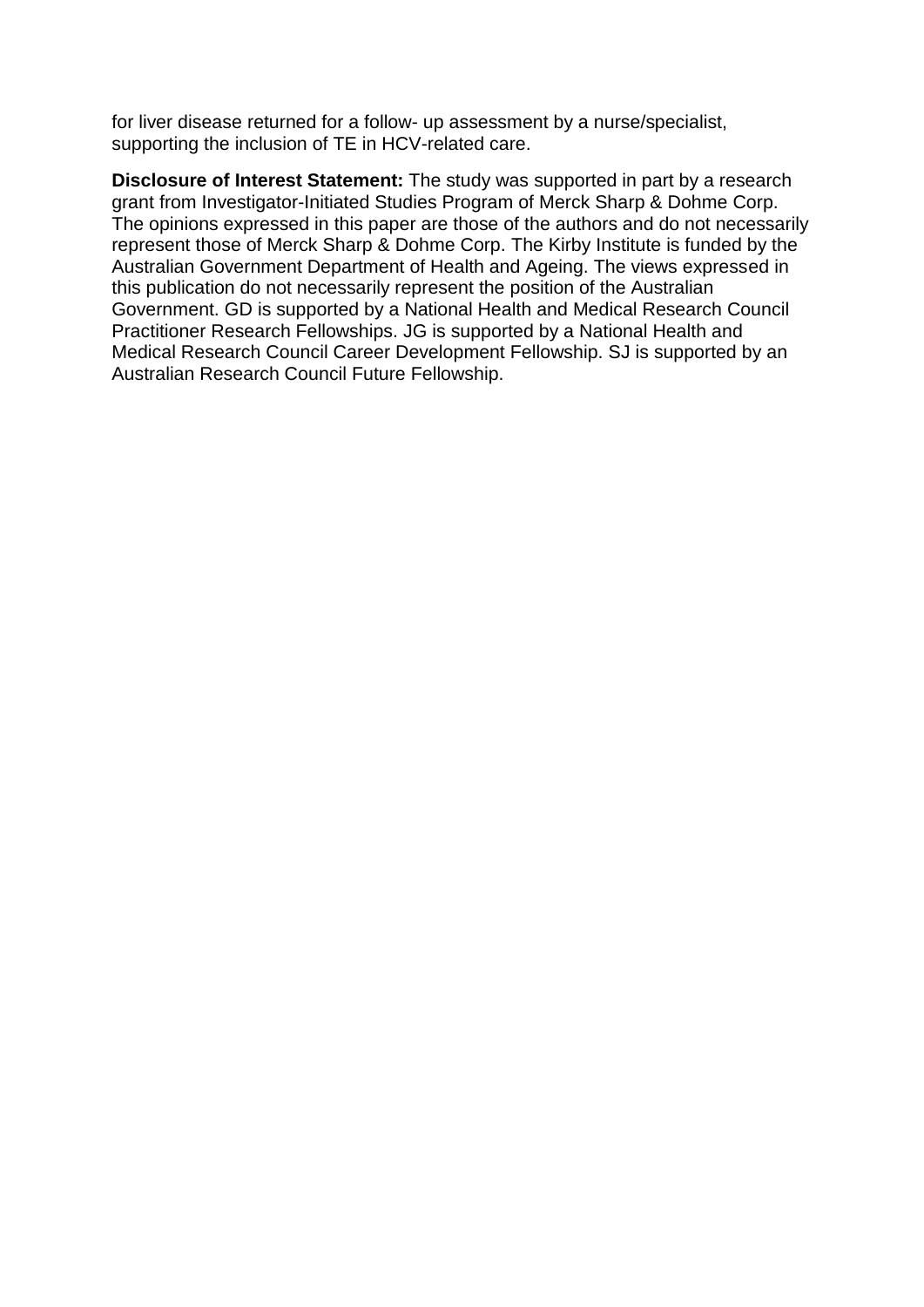for liver disease returned for a follow- up assessment by a nurse/specialist, supporting the inclusion of TE in HCV-related care.

**Disclosure of Interest Statement:** The study was supported in part by a research grant from Investigator-Initiated Studies Program of Merck Sharp & Dohme Corp. The opinions expressed in this paper are those of the authors and do not necessarily represent those of Merck Sharp & Dohme Corp. The Kirby Institute is funded by the Australian Government Department of Health and Ageing. The views expressed in this publication do not necessarily represent the position of the Australian Government. GD is supported by a National Health and Medical Research Council Practitioner Research Fellowships. JG is supported by a National Health and Medical Research Council Career Development Fellowship. SJ is supported by an Australian Research Council Future Fellowship.